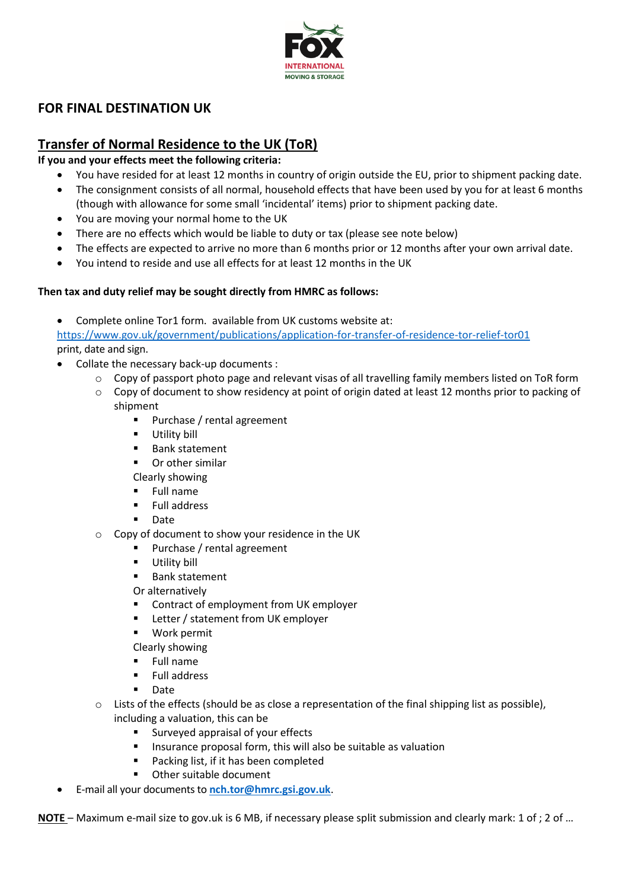# FOR FINAL DESTINATION UK

## Transfer of Normal Residence to the UK (ToR)

**If you and your effects meet the following criteria:**

- You have resided for at least 12 months in country of origin outside the EU, prior to shipment packing date.
- The consignment consists of all normal, household effects that have been used by you for at least 6 months (though with allowance for some small 'incidental' items) prior to shipment packing date.
- You are moving your normal home to the UK
- There are no effects which would be liable to duty or tax (please see note below)
- The effects are expected to arrive no more than 6 months prior or 12 months after your own arrival date.
- You intend to reside and use all effects for at least 12 months in the UK

**Then tax and duty relief may be sought directly from HMRC as follows:**

- Complete online Tor1 form. available from UK customs website at: https://www.gov.uk/government/publications/application-for-transfer-of-residence-tor-relief-tor01 print, date and sign.
- Collate the necessary back-up documents :
  - Copy of passport photo page and relevant visas of all travelling family members listed on ToR form
  - Copy of document to show residency at point of origin dated at least 12 months prior to packing of shipment
    - Purchase / rental agreement
    - Utility bill
    - Bank statement
    - Or other similar

    Clearly showing
    - Full name
    - Full address
    - Date
  - Copy of document to show your residence in the UK
    - Purchase / rental agreement
    - Utility bill
    - Bank statement

    Or alternatively
    - Contract of employment from UK employer
    - Letter / statement from UK employer
    - Work permit

    Clearly showing
    - Full name
    - Full address
    - Date
  - Lists of the effects (should be as close a representation of the final shipping list as possible), including a valuation, this can be
    - Surveyed appraisal of your effects
    - Insurance proposal form, this will also be suitable as valuation
    - Packing list, if it has been completed
    - Other suitable document
- E-mail all your documents to **nch.tor@hmrc.gsi.gov.uk**.

**NOTE** – Maximum e-mail size to gov.uk is 6 MB, if necessary please split submission and clearly mark: 1 of ; 2 of …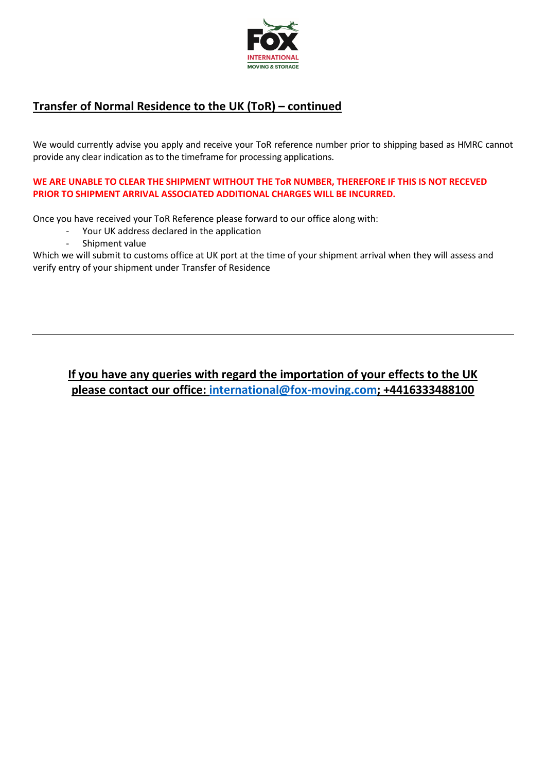## Transfer of Normal Residence to the UK (ToR) – continued

We would currently advise you apply and receive your ToR reference number prior to shipping based as HMRC cannot provide any clear indication as to the timeframe for processing applications.

**WE ARE UNABLE TO CLEAR THE SHIPMENT WITHOUT THE ToR NUMBER, THEREFORE IF THIS IS NOT RECEVED PRIOR TO SHIPMENT ARRIVAL ASSOCIATED ADDITIONAL CHARGES WILL BE INCURRED.**

Once you have received your ToR Reference please forward to our office along with:

- Your UK address declared in the application
- Shipment value

Which we will submit to customs office at UK port at the time of your shipment arrival when they will assess and verify entry of your shipment under Transfer of Residence

---

**If you have any queries with regard the importation of your effects to the UK please contact our office: international@fox-moving.com; +4416333488100**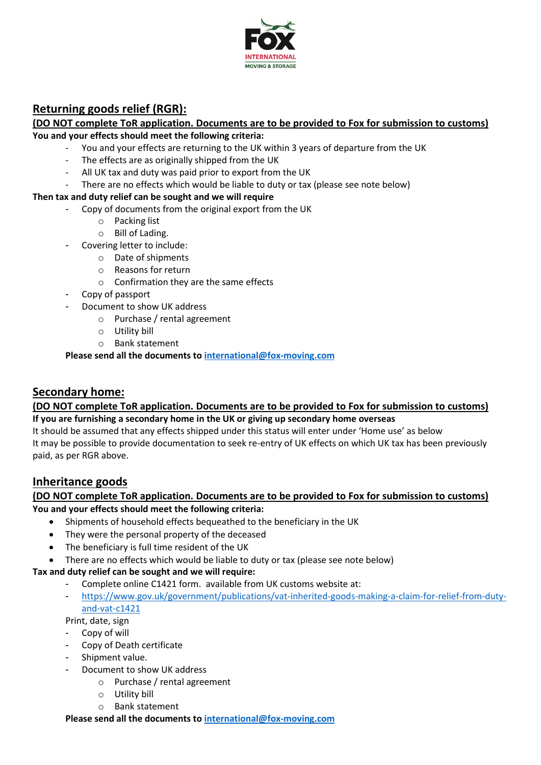## Returning goods relief (RGR):

**(DO NOT complete ToR application. Documents are to be provided to Fox for submission to customs)**

**You and your effects should meet the following criteria:**

- You and your effects are returning to the UK within 3 years of departure from the UK
- The effects are as originally shipped from the UK
- All UK tax and duty was paid prior to export from the UK
- There are no effects which would be liable to duty or tax (please see note below)

**Then tax and duty relief can be sought and we will require**

- Copy of documents from the original export from the UK
  - Packing list
  - Bill of Lading.
- Covering letter to include:
  - Date of shipments
  - Reasons for return
  - Confirmation they are the same effects
- Copy of passport
- Document to show UK address
  - Purchase / rental agreement
  - Utility bill
  - Bank statement

**Please send all the documents to international@fox-moving.com**

## Secondary home:

**(DO NOT complete ToR application. Documents are to be provided to Fox for submission to customs)**

**If you are furnishing a secondary home in the UK or giving up secondary home overseas**

It should be assumed that any effects shipped under this status will enter under 'Home use' as below

It may be possible to provide documentation to seek re-entry of UK effects on which UK tax has been previously paid, as per RGR above.

## Inheritance goods

**(DO NOT complete ToR application. Documents are to be provided to Fox for submission to customs)**

**You and your effects should meet the following criteria:**

- Shipments of household effects bequeathed to the beneficiary in the UK
- They were the personal property of the deceased
- The beneficiary is full time resident of the UK
- There are no effects which would be liable to duty or tax (please see note below)

**Tax and duty relief can be sought and we will require:**

- Complete online C1421 form. available from UK customs website at:
- https://www.gov.uk/government/publications/vat-inherited-goods-making-a-claim-for-relief-from-duty-and-vat-c1421

Print, date, sign

- Copy of will
- Copy of Death certificate
- Shipment value.
- Document to show UK address
  - Purchase / rental agreement
  - Utility bill
  - Bank statement

**Please send all the documents to international@fox-moving.com**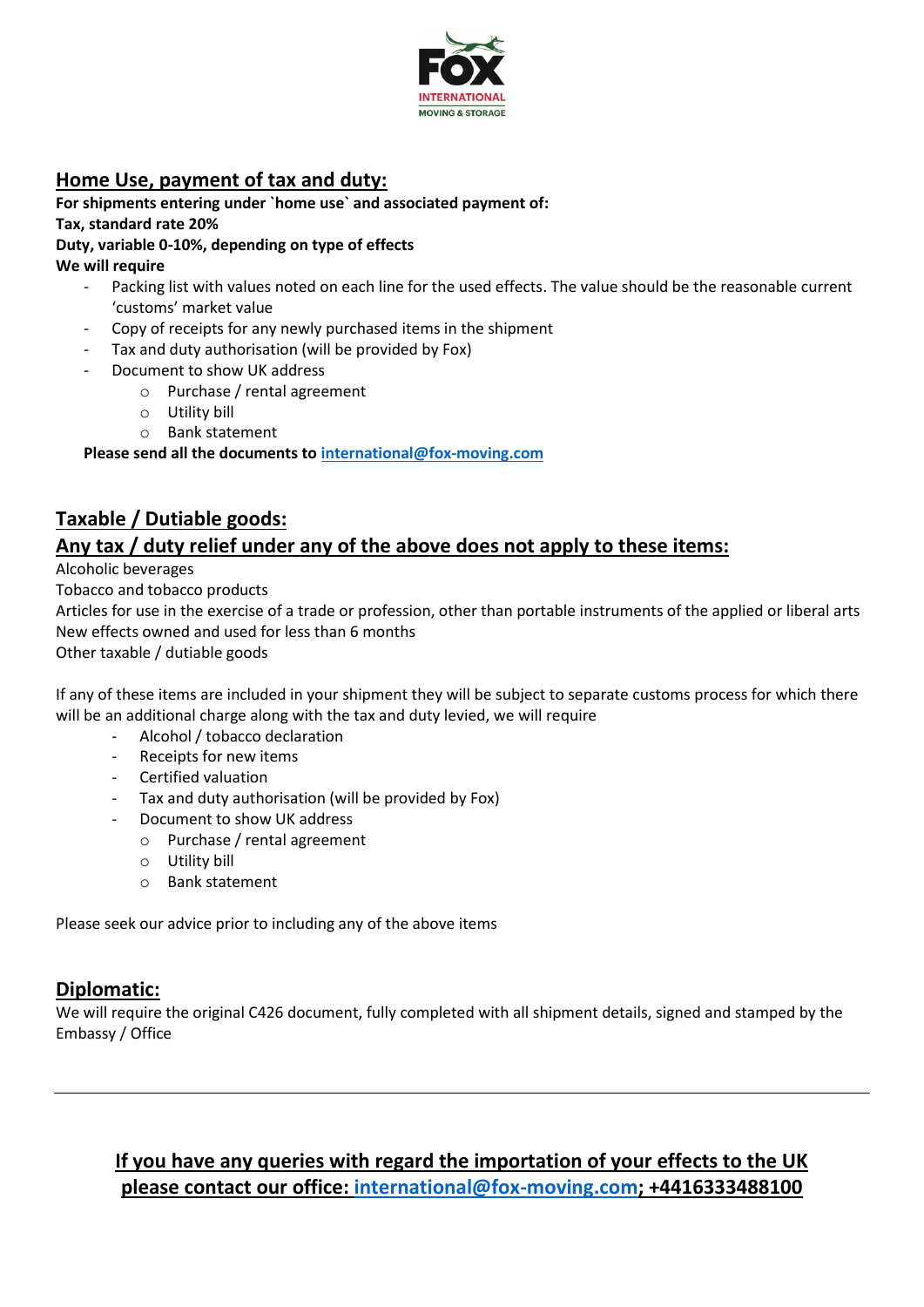## Home Use, payment of tax and duty:

**For shipments entering under `home use` and associated payment of:**
**Tax, standard rate 20%**
**Duty, variable 0-10%, depending on type of effects**
**We will require**

- Packing list with values noted on each line for the used effects. The value should be the reasonable current 'customs' market value
- Copy of receipts for any newly purchased items in the shipment
- Tax and duty authorisation (will be provided by Fox)
- Document to show UK address
  - Purchase / rental agreement
  - Utility bill
  - Bank statement

**Please send all the documents to international@fox-moving.com**

## Taxable / Dutiable goods:

## Any tax / duty relief under any of the above does not apply to these items:

Alcoholic beverages
Tobacco and tobacco products
Articles for use in the exercise of a trade or profession, other than portable instruments of the applied or liberal arts
New effects owned and used for less than 6 months
Other taxable / dutiable goods

If any of these items are included in your shipment they will be subject to separate customs process for which there will be an additional charge along with the tax and duty levied, we will require

- Alcohol / tobacco declaration
- Receipts for new items
- Certified valuation
- Tax and duty authorisation (will be provided by Fox)
- Document to show UK address
  - Purchase / rental agreement
  - Utility bill
  - Bank statement

Please seek our advice prior to including any of the above items

## Diplomatic:

We will require the original C426 document, fully completed with all shipment details, signed and stamped by the Embassy / Office

---

**If you have any queries with regard the importation of your effects to the UK please contact our office: international@fox-moving.com; +4416333488100**